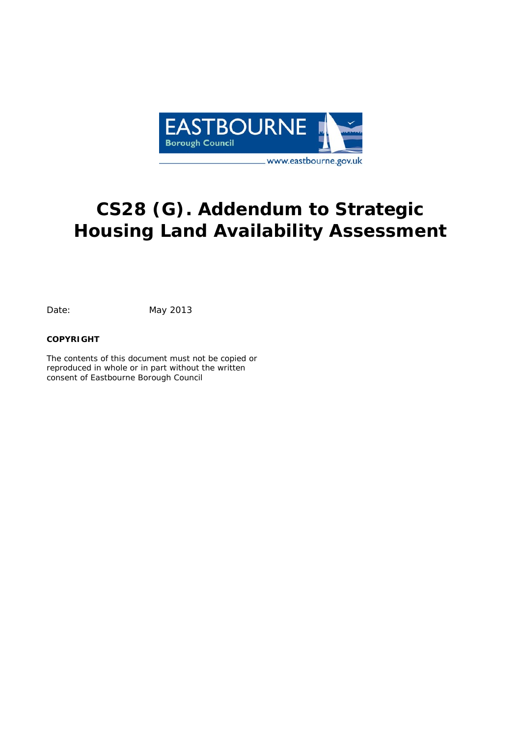EASTBOURNE

Borough Council

www.eastbourne.gov.uk

# CS28 (G). Addendum to Strategic Housing Land Availability Assessment

Date: May 2013

**COPYRIGHT**

The contents of this document must not be copied or reproduced in whole or in part without the written consent of Eastbourne Borough Council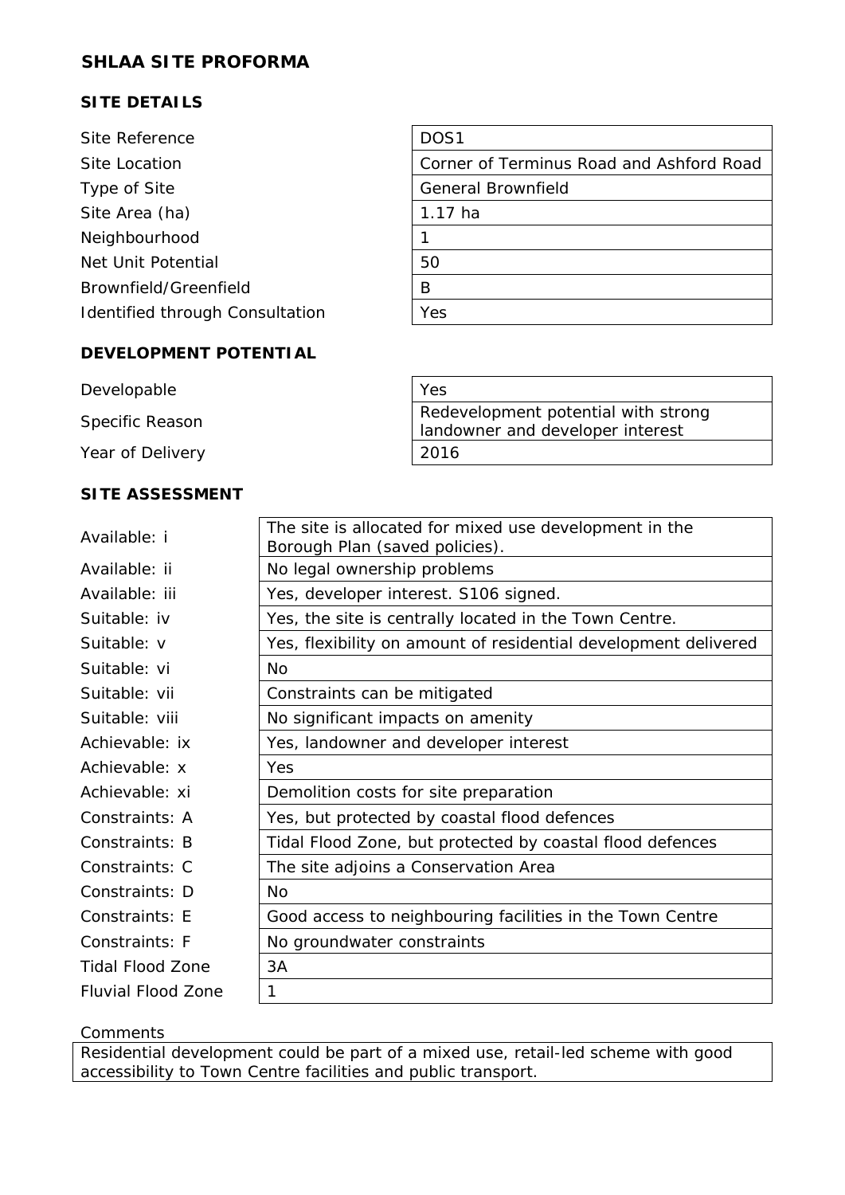# SHLAA SITE PROFORMA

## SITE DETAILS

| | |
|---|---|
| Site Reference | DOS1 |
| Site Location | Corner of Terminus Road and Ashford Road |
| Type of Site | General Brownfield |
| Site Area (ha) | 1.17 ha |
| Neighbourhood | 1 |
| Net Unit Potential | 50 |
| Brownfield/Greenfield | B |
| Identified through Consultation | Yes |

## DEVELOPMENT POTENTIAL

| | |
|---|---|
| Developable | Yes |
| Specific Reason | Redevelopment potential with strong landowner and developer interest |
| Year of Delivery | 2016 |

## SITE ASSESSMENT

| | |
|---|---|
| Available: i | The site is allocated for mixed use development in the Borough Plan (saved policies). |
| Available: ii | No legal ownership problems |
| Available: iii | Yes, developer interest. S106 signed. |
| Suitable: iv | Yes, the site is centrally located in the Town Centre. |
| Suitable: v | Yes, flexibility on amount of residential development delivered |
| Suitable: vi | No |
| Suitable: vii | Constraints can be mitigated |
| Suitable: viii | No significant impacts on amenity |
| Achievable: ix | Yes, landowner and developer interest |
| Achievable: x | Yes |
| Achievable: xi | Demolition costs for site preparation |
| Constraints: A | Yes, but protected by coastal flood defences |
| Constraints: B | Tidal Flood Zone, but protected by coastal flood defences |
| Constraints: C | The site adjoins a Conservation Area |
| Constraints: D | No |
| Constraints: E | Good access to neighbouring facilities in the Town Centre |
| Constraints: F | No groundwater constraints |
| Tidal Flood Zone | 3A |
| Fluvial Flood Zone | 1 |

Comments

Residential development could be part of a mixed use, retail-led scheme with good accessibility to Town Centre facilities and public transport.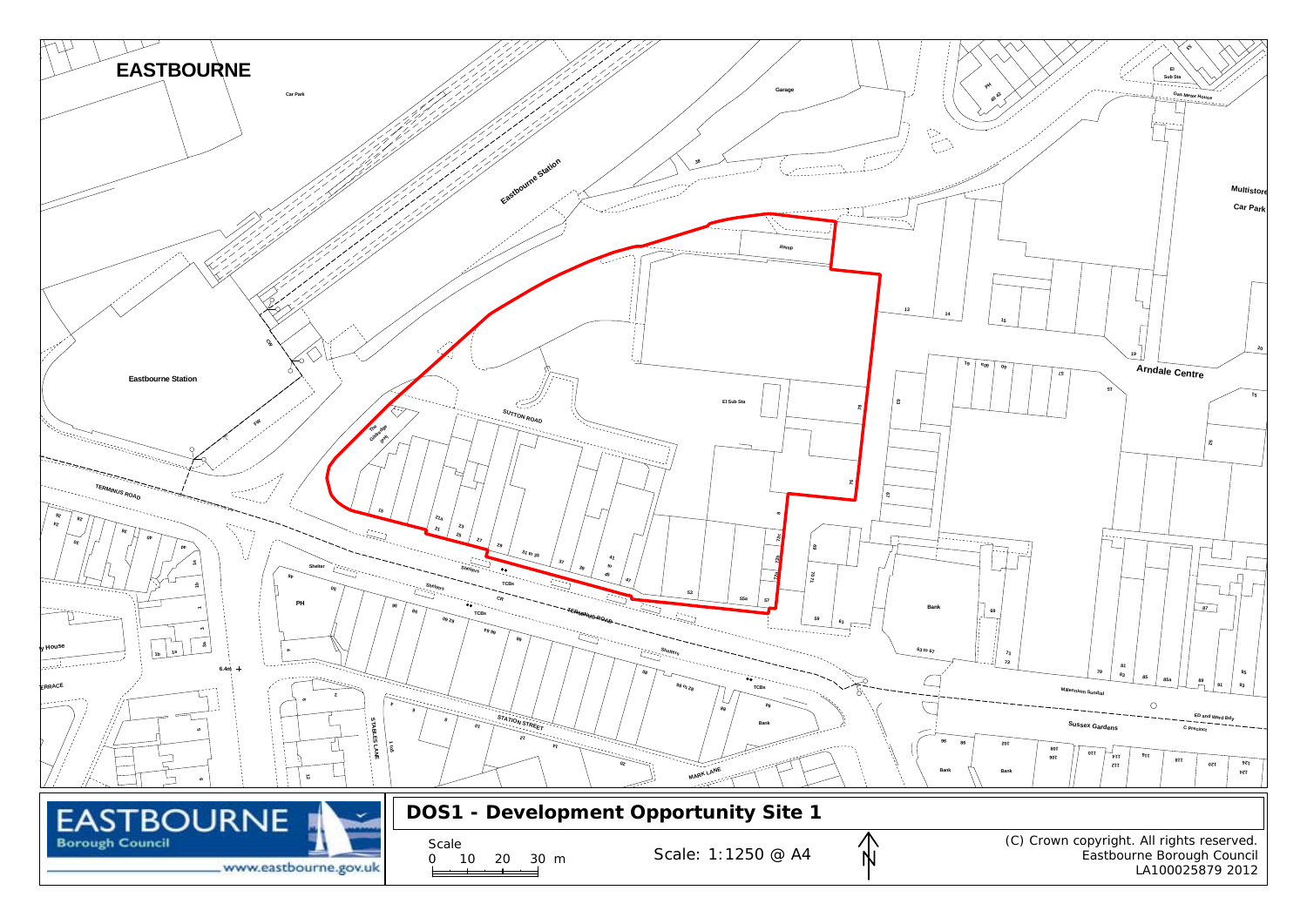# DOS1 - Development Opportunity Site 1

EASTBOURNE

Eastbourne Borough Council

www.eastbourne.gov.uk

Scale

0 10 20 30 m

Scale: 1:1250 @ A4

N

(C) Crown copyright. All rights reserved.
Eastbourne Borough Council
LA100025879 2012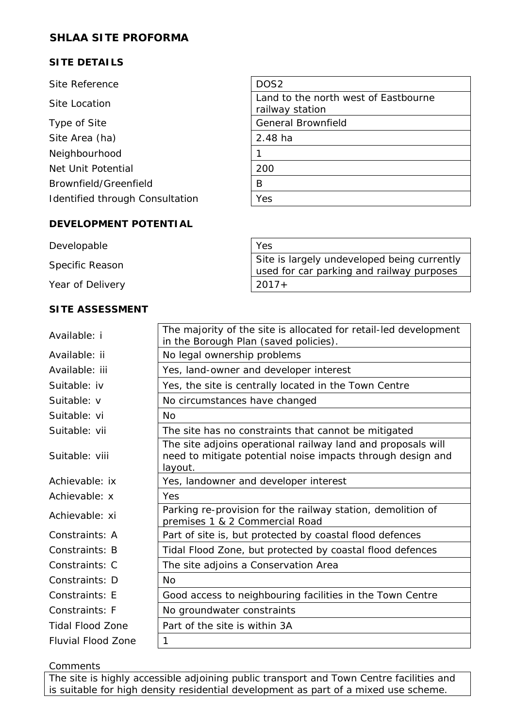## SHLAA SITE PROFORMA

### SITE DETAILS

| | |
|---|---|
| Site Reference | DOS2 |
| Site Location | Land to the north west of Eastbourne railway station |
| Type of Site | General Brownfield |
| Site Area (ha) | 2.48 ha |
| Neighbourhood | 1 |
| Net Unit Potential | 200 |
| Brownfield/Greenfield | B |
| Identified through Consultation | Yes |

### DEVELOPMENT POTENTIAL

| | |
|---|---|
| Developable | Yes |
| Specific Reason | Site is largely undeveloped being currently used for car parking and railway purposes |
| Year of Delivery | 2017+ |

### SITE ASSESSMENT

| | |
|---|---|
| Available: i | The majority of the site is allocated for retail-led development in the Borough Plan (saved policies). |
| Available: ii | No legal ownership problems |
| Available: iii | Yes, land-owner and developer interest |
| Suitable: iv | Yes, the site is centrally located in the Town Centre |
| Suitable: v | No circumstances have changed |
| Suitable: vi | No |
| Suitable: vii | The site has no constraints that cannot be mitigated |
| Suitable: viii | The site adjoins operational railway land and proposals will need to mitigate potential noise impacts through design and layout. |
| Achievable: ix | Yes, landowner and developer interest |
| Achievable: x | Yes |
| Achievable: xi | Parking re-provision for the railway station, demolition of premises 1 & 2 Commercial Road |
| Constraints: A | Part of site is, but protected by coastal flood defences |
| Constraints: B | Tidal Flood Zone, but protected by coastal flood defences |
| Constraints: C | The site adjoins a Conservation Area |
| Constraints: D | No |
| Constraints: E | Good access to neighbouring facilities in the Town Centre |
| Constraints: F | No groundwater constraints |
| Tidal Flood Zone | Part of the site is within 3A |
| Fluvial Flood Zone | 1 |

Comments

The site is highly accessible adjoining public transport and Town Centre facilities and is suitable for high density residential development as part of a mixed use scheme.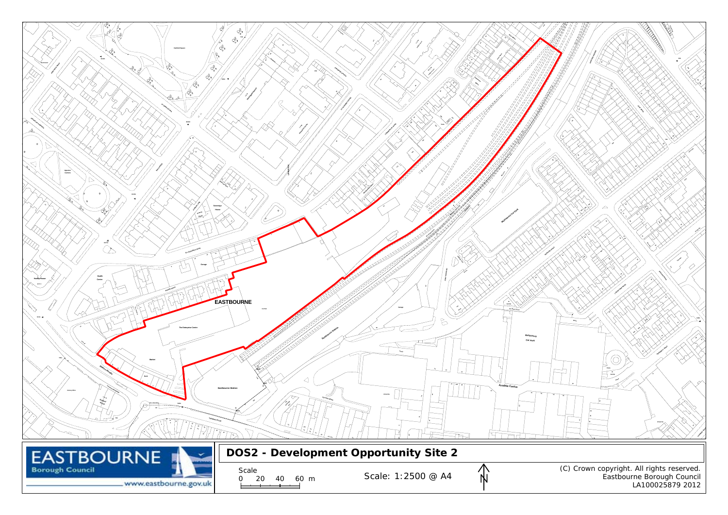# DOS2 - Development Opportunity Site 2

Scale

0 20 40 60 m

Scale: 1:2500 @ A4

N

(C) Crown copyright. All rights reserved.
Eastbourne Borough Council
LA100025879 2012

EASTBOURNE
Borough Council
www.eastbourne.gov.uk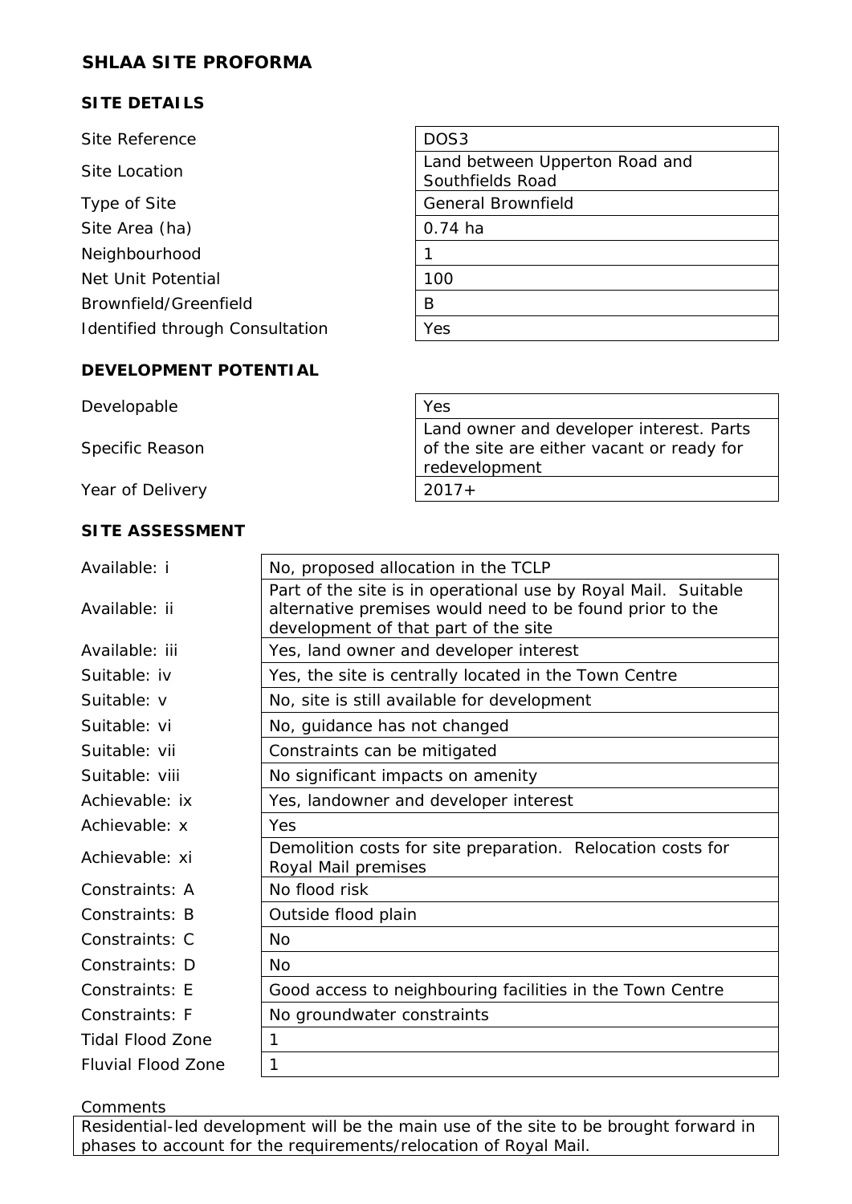## SHLAA SITE PROFORMA

### SITE DETAILS

| | |
|---|---|
| Site Reference | DOS3 |
| Site Location | Land between Upperton Road and Southfields Road |
| Type of Site | General Brownfield |
| Site Area (ha) | 0.74 ha |
| Neighbourhood | 1 |
| Net Unit Potential | 100 |
| Brownfield/Greenfield | B |
| Identified through Consultation | Yes |

### DEVELOPMENT POTENTIAL

| | |
|---|---|
| Developable | Yes |
| Specific Reason | Land owner and developer interest. Parts of the site are either vacant or ready for redevelopment |
| Year of Delivery | 2017+ |

### SITE ASSESSMENT

| | |
|---|---|
| Available: i | No, proposed allocation in the TCLP |
| Available: ii | Part of the site is in operational use by Royal Mail. Suitable alternative premises would need to be found prior to the development of that part of the site |
| Available: iii | Yes, land owner and developer interest |
| Suitable: iv | Yes, the site is centrally located in the Town Centre |
| Suitable: v | No, site is still available for development |
| Suitable: vi | No, guidance has not changed |
| Suitable: vii | Constraints can be mitigated |
| Suitable: viii | No significant impacts on amenity |
| Achievable: ix | Yes, landowner and developer interest |
| Achievable: x | Yes |
| Achievable: xi | Demolition costs for site preparation. Relocation costs for Royal Mail premises |
| Constraints: A | No flood risk |
| Constraints: B | Outside flood plain |
| Constraints: C | No |
| Constraints: D | No |
| Constraints: E | Good access to neighbouring facilities in the Town Centre |
| Constraints: F | No groundwater constraints |
| Tidal Flood Zone | 1 |
| Fluvial Flood Zone | 1 |

Comments

Residential-led development will be the main use of the site to be brought forward in phases to account for the requirements/relocation of Royal Mail.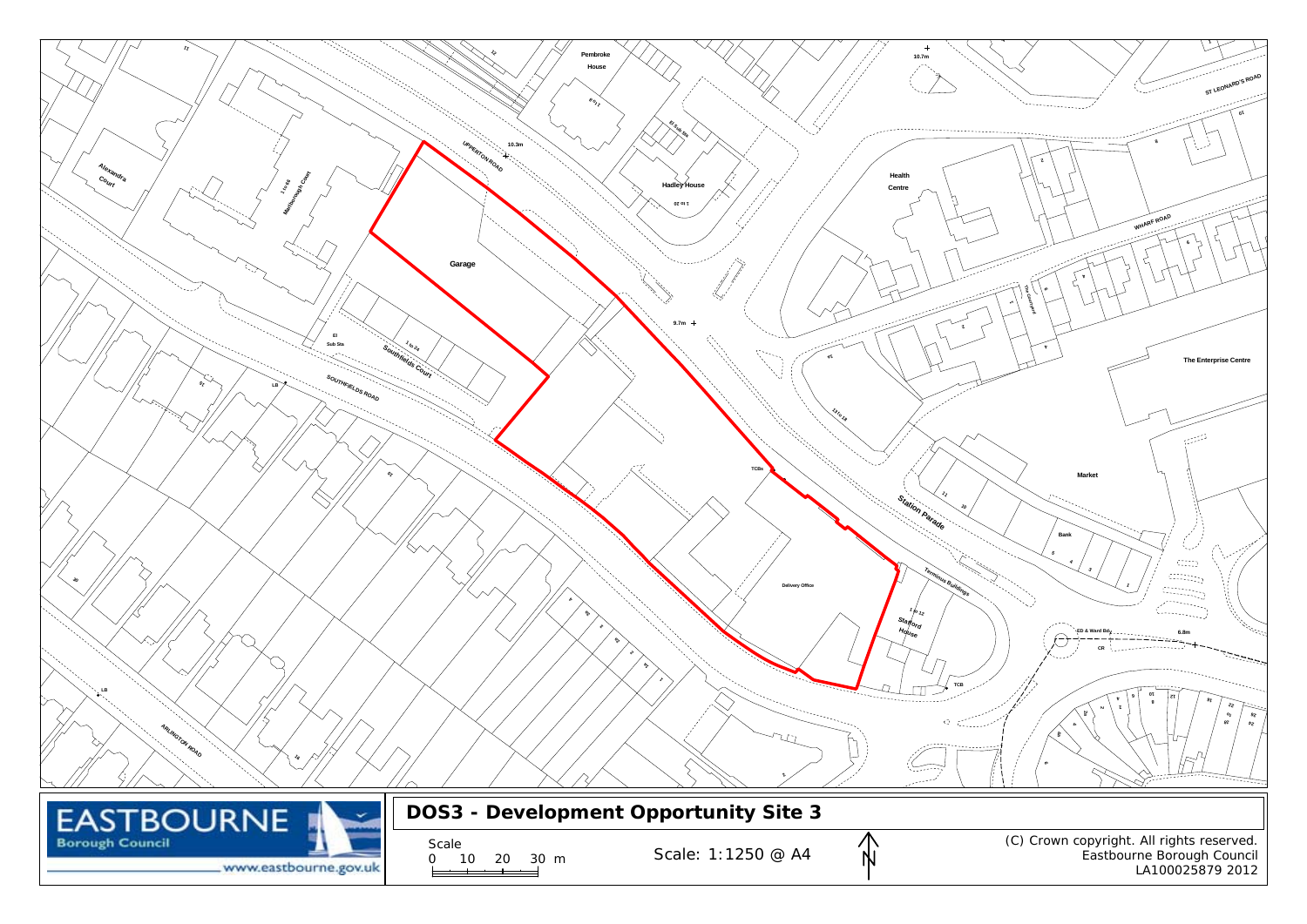# DOS3 - Development Opportunity Site 3

Scale

0 10 20 30 m

Scale: 1:1250 @ A4

N

(C) Crown copyright. All rights reserved.
Eastbourne Borough Council
LA100025879 2012

EASTBOURNE Borough Council
www.eastbourne.gov.uk

Garage

Delivery Office

Upperton Road

Southfields Road

Station Parade

Terminus Buildings

Stafford House

Health Centre

Hadley House

Pembroke House

Southfields Court

Marlborough Court

Alexandra Court

Wharf Road

St Leonard's Road

The Enterprise Centre

Market

Bank

Arlington Road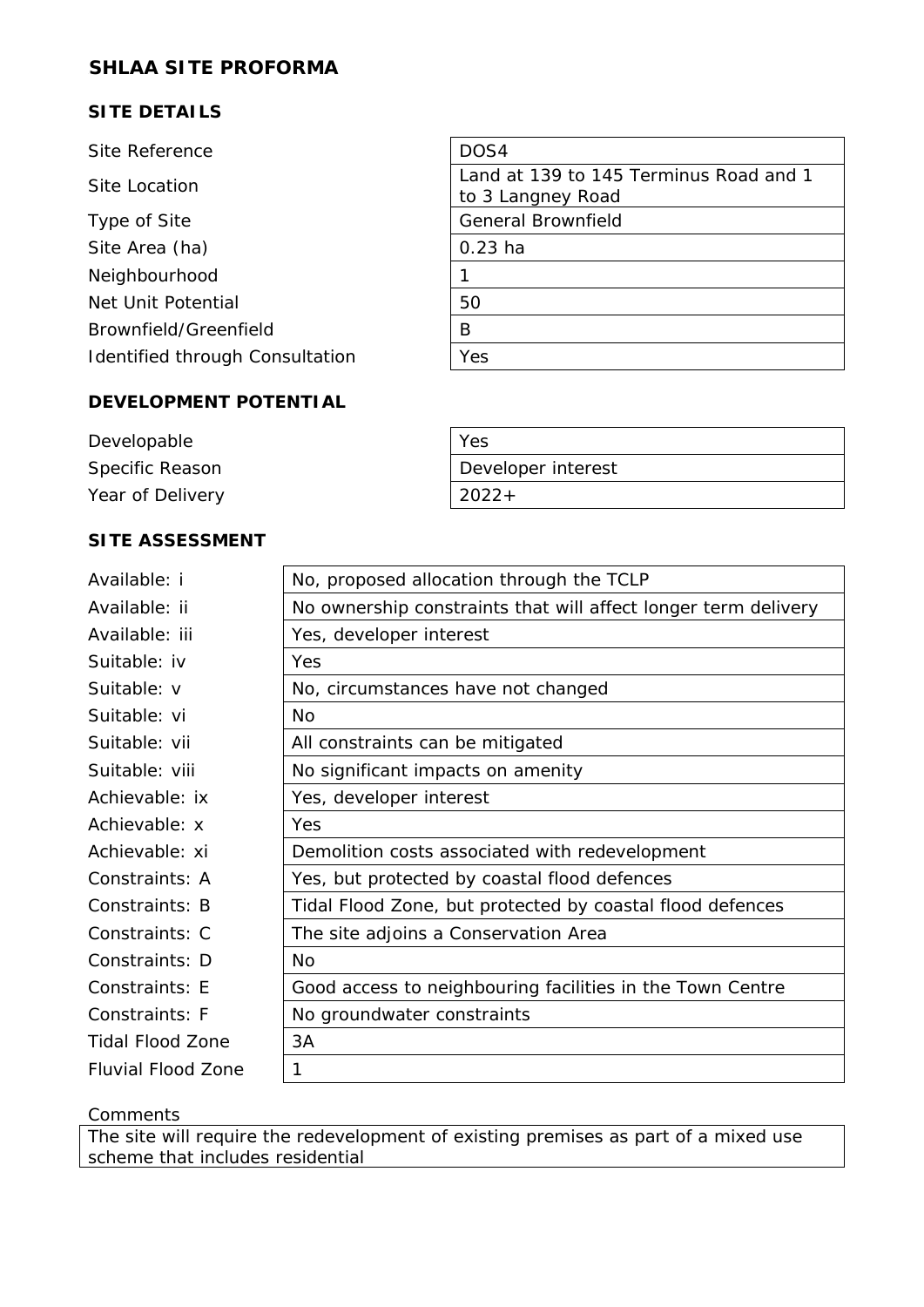## SHLAA SITE PROFORMA

### SITE DETAILS

| | |
|---|---|
| Site Reference | DOS4 |
| Site Location | Land at 139 to 145 Terminus Road and 1 to 3 Langney Road |
| Type of Site | General Brownfield |
| Site Area (ha) | 0.23 ha |
| Neighbourhood | 1 |
| Net Unit Potential | 50 |
| Brownfield/Greenfield | B |
| Identified through Consultation | Yes |

### DEVELOPMENT POTENTIAL

| | |
|---|---|
| Developable | Yes |
| Specific Reason | Developer interest |
| Year of Delivery | 2022+ |

### SITE ASSESSMENT

| | |
|---|---|
| Available: i | No, proposed allocation through the TCLP |
| Available: ii | No ownership constraints that will affect longer term delivery |
| Available: iii | Yes, developer interest |
| Suitable: iv | Yes |
| Suitable: v | No, circumstances have not changed |
| Suitable: vi | No |
| Suitable: vii | All constraints can be mitigated |
| Suitable: viii | No significant impacts on amenity |
| Achievable: ix | Yes, developer interest |
| Achievable: x | Yes |
| Achievable: xi | Demolition costs associated with redevelopment |
| Constraints: A | Yes, but protected by coastal flood defences |
| Constraints: B | Tidal Flood Zone, but protected by coastal flood defences |
| Constraints: C | The site adjoins a Conservation Area |
| Constraints: D | No |
| Constraints: E | Good access to neighbouring facilities in the Town Centre |
| Constraints: F | No groundwater constraints |
| Tidal Flood Zone | 3A |
| Fluvial Flood Zone | 1 |

Comments

The site will require the redevelopment of existing premises as part of a mixed use scheme that includes residential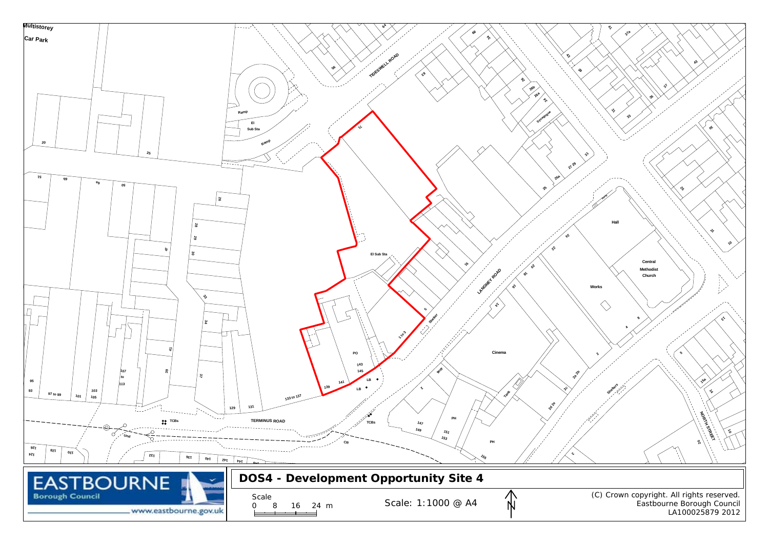# DOS4 - Development Opportunity Site 4

**EASTBOURNE** Borough Council

www.eastbourne.gov.uk

Scale

0 8 16 24 m

Scale: 1:1000 @ A4

N

(C) Crown copyright. All rights reserved.
Eastbourne Borough Council
LA100025879 2012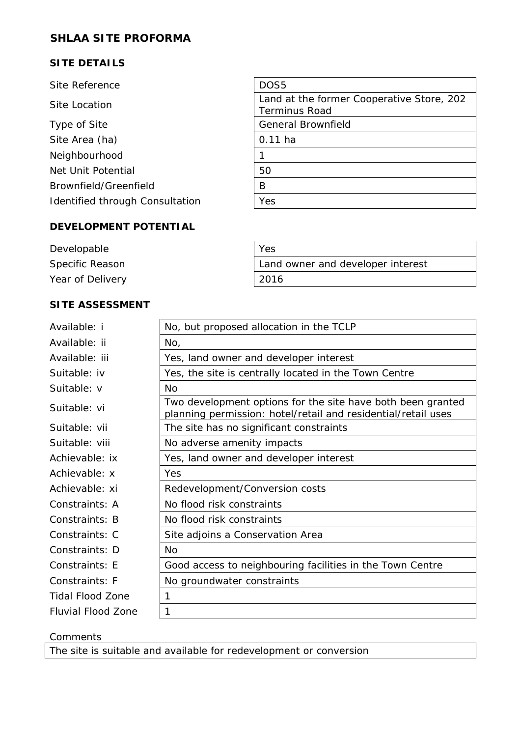## SHLAA SITE PROFORMA

### SITE DETAILS

| | |
|---|---|
| Site Reference | DOS5 |
| Site Location | Land at the former Cooperative Store, 202 Terminus Road |
| Type of Site | General Brownfield |
| Site Area (ha) | 0.11 ha |
| Neighbourhood | 1 |
| Net Unit Potential | 50 |
| Brownfield/Greenfield | B |
| Identified through Consultation | Yes |

### DEVELOPMENT POTENTIAL

| | |
|---|---|
| Developable | Yes |
| Specific Reason | Land owner and developer interest |
| Year of Delivery | 2016 |

### SITE ASSESSMENT

| | |
|---|---|
| Available: i | No, but proposed allocation in the TCLP |
| Available: ii | No, |
| Available: iii | Yes, land owner and developer interest |
| Suitable: iv | Yes, the site is centrally located in the Town Centre |
| Suitable: v | No |
| Suitable: vi | Two development options for the site have both been granted planning permission: hotel/retail and residential/retail uses |
| Suitable: vii | The site has no significant constraints |
| Suitable: viii | No adverse amenity impacts |
| Achievable: ix | Yes, land owner and developer interest |
| Achievable: x | Yes |
| Achievable: xi | Redevelopment/Conversion costs |
| Constraints: A | No flood risk constraints |
| Constraints: B | No flood risk constraints |
| Constraints: C | Site adjoins a Conservation Area |
| Constraints: D | No |
| Constraints: E | Good access to neighbouring facilities in the Town Centre |
| Constraints: F | No groundwater constraints |
| Tidal Flood Zone | 1 |
| Fluvial Flood Zone | 1 |

Comments

| |
|---|
| The site is suitable and available for redevelopment or conversion |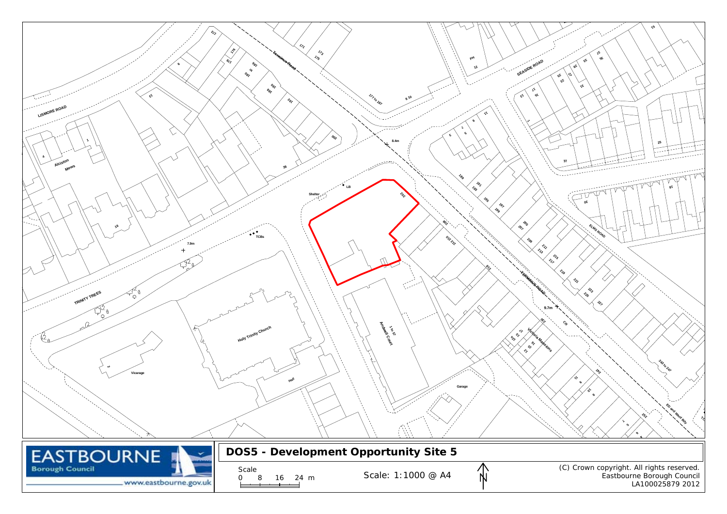# DOS5 - Development Opportunity Site 5

EASTBOURNE Borough Council

www.eastbourne.gov.uk

Scale

0 8 16 24 m

Scale: 1:1000 @ A4

N

(C) Crown copyright. All rights reserved.
Eastbourne Borough Council
LA100025879 2012